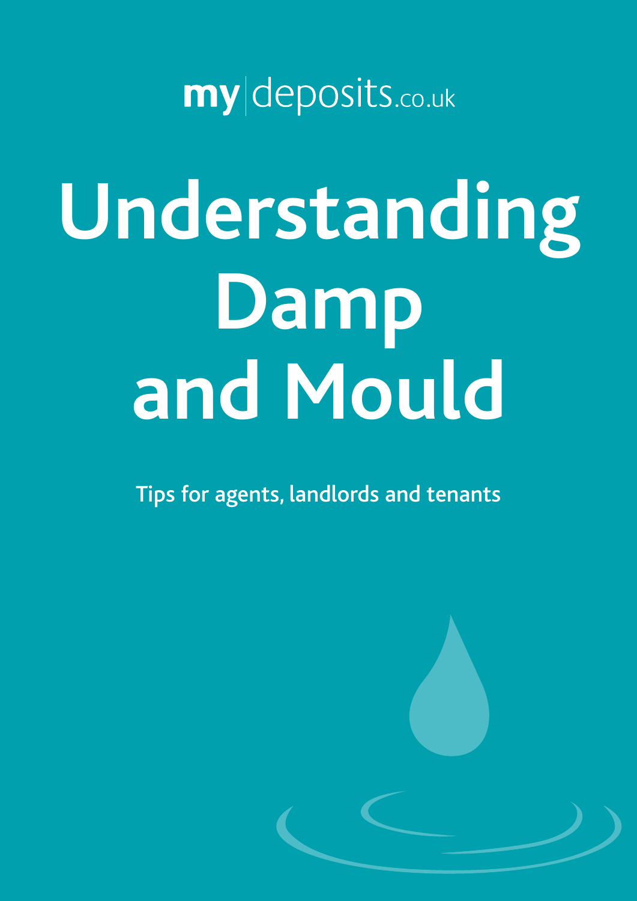mydeposits.co.uk

# Understanding Damp and Mould

Tips for agents, landlords and tenants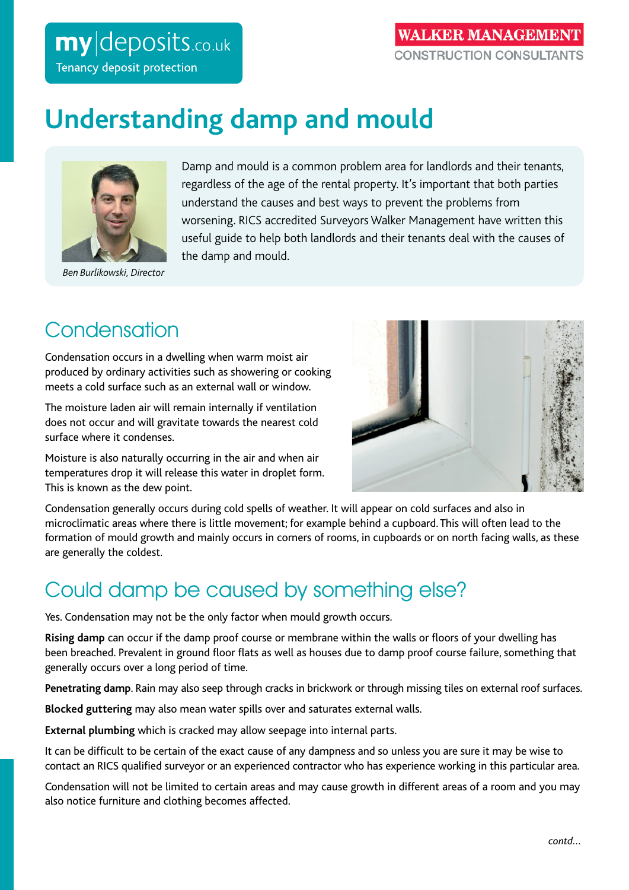my|deposits.co.uk
Tenancy deposit protection

WALKER MANAGEMENT
CONSTRUCTION CONSULTANTS

# Understanding damp and mould

*Ben Burlikowski, Director*

Damp and mould is a common problem area for landlords and their tenants, regardless of the age of the rental property. It's important that both parties understand the causes and best ways to prevent the problems from worsening. RICS accredited Surveyors Walker Management have written this useful guide to help both landlords and their tenants deal with the causes of the damp and mould.

## Condensation

Condensation occurs in a dwelling when warm moist air produced by ordinary activities such as showering or cooking meets a cold surface such as an external wall or window.

The moisture laden air will remain internally if ventilation does not occur and will gravitate towards the nearest cold surface where it condenses.

Moisture is also naturally occurring in the air and when air temperatures drop it will release this water in droplet form. This is known as the dew point.

Condensation generally occurs during cold spells of weather. It will appear on cold surfaces and also in microclimatic areas where there is little movement; for example behind a cupboard. This will often lead to the formation of mould growth and mainly occurs in corners of rooms, in cupboards or on north facing walls, as these are generally the coldest.

## Could damp be caused by something else?

Yes. Condensation may not be the only factor when mould growth occurs.

**Rising damp** can occur if the damp proof course or membrane within the walls or floors of your dwelling has been breached. Prevalent in ground floor flats as well as houses due to damp proof course failure, something that generally occurs over a long period of time.

**Penetrating damp**. Rain may also seep through cracks in brickwork or through missing tiles on external roof surfaces.

**Blocked guttering** may also mean water spills over and saturates external walls.

**External plumbing** which is cracked may allow seepage into internal parts.

It can be difficult to be certain of the exact cause of any dampness and so unless you are sure it may be wise to contact an RICS qualified surveyor or an experienced contractor who has experience working in this particular area.

Condensation will not be limited to certain areas and may cause growth in different areas of a room and you may also notice furniture and clothing becomes affected.

*contd...*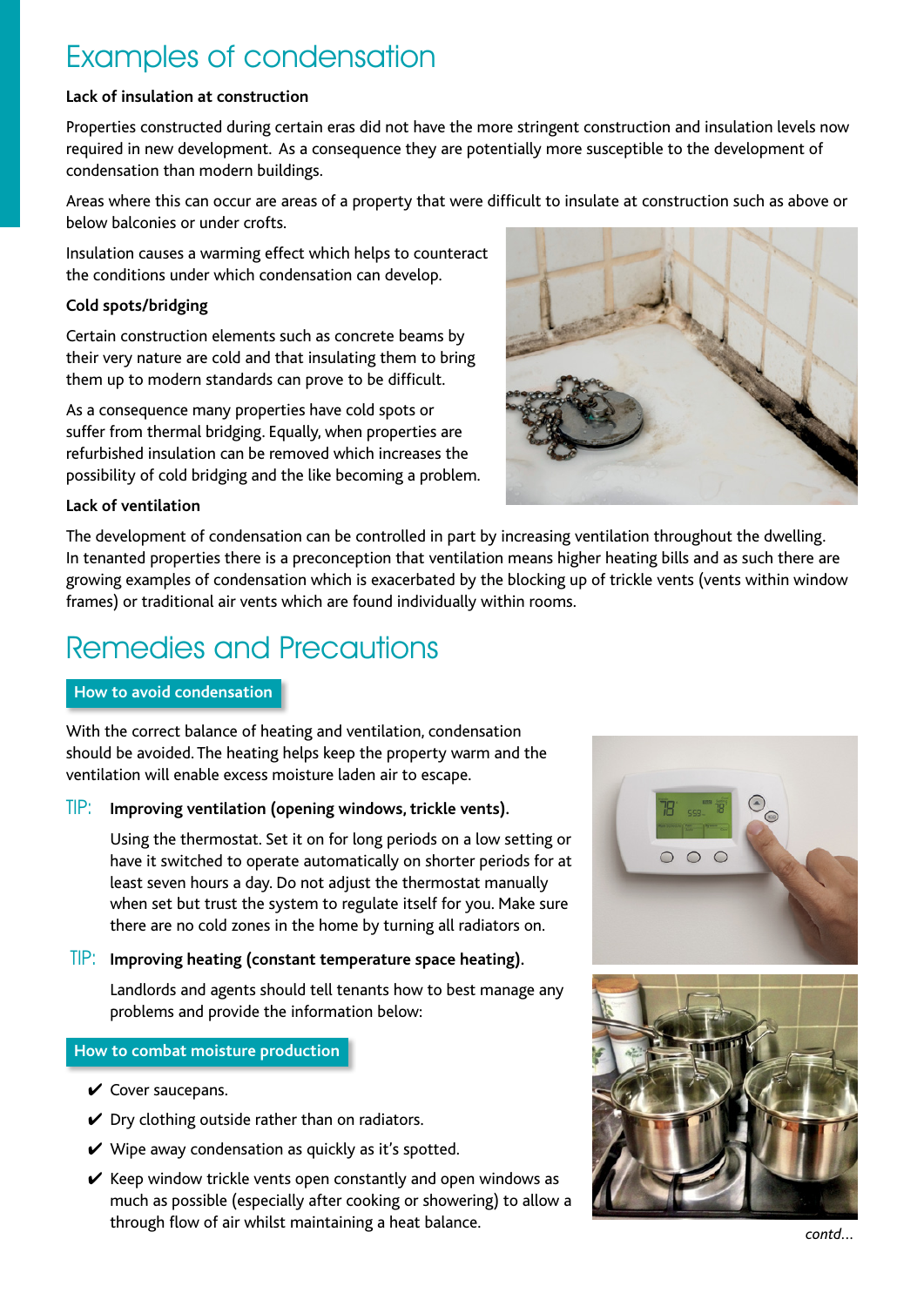# Examples of condensation

**Lack of insulation at construction**

Properties constructed during certain eras did not have the more stringent construction and insulation levels now required in new development. As a consequence they are potentially more susceptible to the development of condensation than modern buildings.

Areas where this can occur are areas of a property that were difficult to insulate at construction such as above or below balconies or under crofts.

Insulation causes a warming effect which helps to counteract the conditions under which condensation can develop.

**Cold spots/bridging**

Certain construction elements such as concrete beams by their very nature are cold and that insulating them to bring them up to modern standards can prove to be difficult.

As a consequence many properties have cold spots or suffer from thermal bridging. Equally, when properties are refurbished insulation can be removed which increases the possibility of cold bridging and the like becoming a problem.

**Lack of ventilation**

The development of condensation can be controlled in part by increasing ventilation throughout the dwelling. In tenanted properties there is a preconception that ventilation means higher heating bills and as such there are growing examples of condensation which is exacerbated by the blocking up of trickle vents (vents within window frames) or traditional air vents which are found individually within rooms.

# Remedies and Precautions

## How to avoid condensation

With the correct balance of heating and ventilation, condensation should be avoided. The heating helps keep the property warm and the ventilation will enable excess moisture laden air to escape.

TIP: **Improving ventilation (opening windows, trickle vents).**

Using the thermostat. Set it on for long periods on a low setting or have it switched to operate automatically on shorter periods for at least seven hours a day. Do not adjust the thermostat manually when set but trust the system to regulate itself for you. Make sure there are no cold zones in the home by turning all radiators on.

TIP: **Improving heating (constant temperature space heating).**

Landlords and agents should tell tenants how to best manage any problems and provide the information below:

## How to combat moisture production

- ✔ Cover saucepans.
- ✔ Dry clothing outside rather than on radiators.
- ✔ Wipe away condensation as quickly as it's spotted.
- ✔ Keep window trickle vents open constantly and open windows as much as possible (especially after cooking or showering) to allow a through flow of air whilst maintaining a heat balance.

*contd...*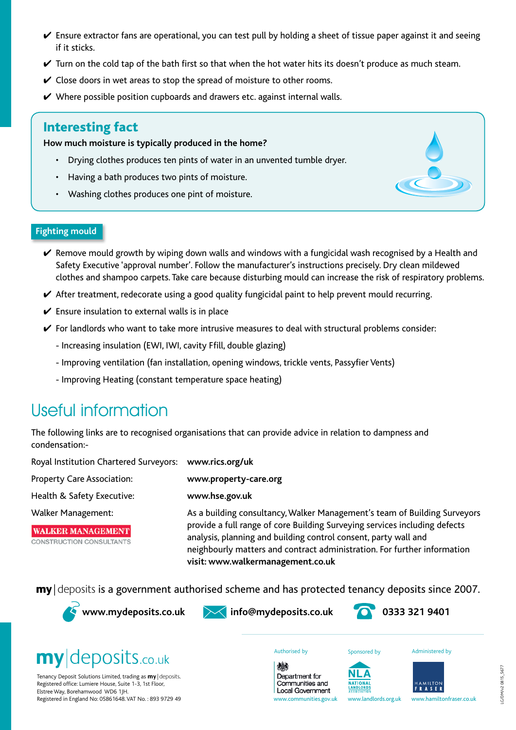- ✔ Ensure extractor fans are operational, you can test pull by holding a sheet of tissue paper against it and seeing if it sticks.
- ✔ Turn on the cold tap of the bath first so that when the hot water hits its doesn't produce as much steam.
- ✔ Close doors in wet areas to stop the spread of moisture to other rooms.
- ✔ Where possible position cupboards and drawers etc. against internal walls.

## Interesting fact

**How much moisture is typically produced in the home?**

- Drying clothes produces ten pints of water in an unvented tumble dryer.
- Having a bath produces two pints of moisture.
- Washing clothes produces one pint of moisture.

### Fighting mould

- ✔ Remove mould growth by wiping down walls and windows with a fungicidal wash recognised by a Health and Safety Executive 'approval number'. Follow the manufacturer's instructions precisely. Dry clean mildewed clothes and shampoo carpets. Take care because disturbing mould can increase the risk of respiratory problems.
- ✔ After treatment, redecorate using a good quality fungicidal paint to help prevent mould recurring.
- ✔ Ensure insulation to external walls is in place
- ✔ For landlords who want to take more intrusive measures to deal with structural problems consider:
  - Increasing insulation (EWI, IWI, cavity Ffill, double glazing)
  - Improving ventilation (fan installation, opening windows, trickle vents, Passyfier Vents)
  - Improving Heating (constant temperature space heating)

# Useful information

The following links are to recognised organisations that can provide advice in relation to dampness and condensation:-

| | |
|---|---|
| Royal Institution Chartered Surveyors: | **www.rics.org/uk** |
| Property Care Association: | **www.property-care.org** |
| Health & Safety Executive: | **www.hse.gov.uk** |
| Walker Management: | As a building consultancy, Walker Management's team of Building Surveyors provide a full range of core Building Surveying services including defects analysis, planning and building control consent, party wall and neighbourly matters and contract administration. For further information **visit: www.walkermanagement.co.uk** |

WALKER MANAGEMENT
CONSTRUCTION CONSULTANTS

**my** | deposits is a government authorised scheme and has protected tenancy deposits since 2007.

**www.mydeposits.co.uk** **info@mydeposits.co.uk** **0333 321 9401**

**my** | deposits.co.uk

Tenancy Deposit Solutions Limited, trading as **my** | deposits.
Registered office: Lumiere House, Suite 1-3, 1st Floor,
Elstree Way, Borehamwood WD6 1JH.
Registered in England No: 05861648. VAT No. : 893 9729 49

Authorised by: Department for Communities and Local Government – www.communities.gov.uk

Sponsored by: NLA National Landlords Association – www.landlords.org.uk

Administered by: Hamilton Fraser – www.hamiltonfraser.co.uk

LG/DM/v2 0815_5677